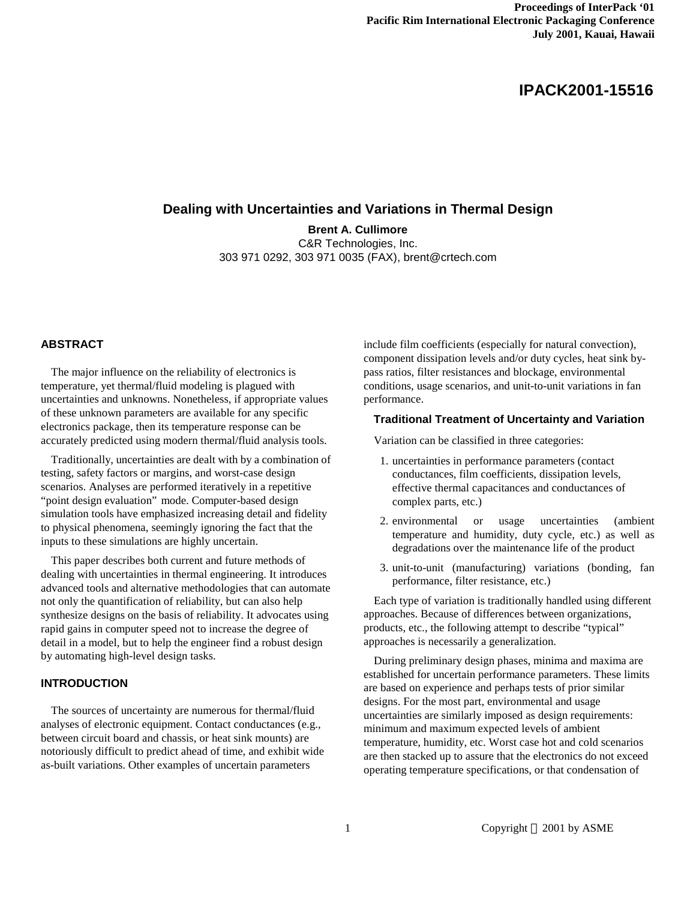Proceedings of InterPack '01
Pacific Rim International Electronic Packaging Conference
July 2001, Kauai, Hawaii

**IPACK2001-15516**

# Dealing with Uncertainties and Variations in Thermal Design

**Brent A. Cullimore**
C&R Technologies, Inc.
303 971 0292, 303 971 0035 (FAX), brent@crtech.com

## ABSTRACT

The major influence on the reliability of electronics is temperature, yet thermal/fluid modeling is plagued with uncertainties and unknowns. Nonetheless, if appropriate values of these unknown parameters are available for any specific electronics package, then its temperature response can be accurately predicted using modern thermal/fluid analysis tools.

Traditionally, uncertainties are dealt with by a combination of testing, safety factors or margins, and worst-case design scenarios. Analyses are performed iteratively in a repetitive "point design evaluation" mode. Computer-based design simulation tools have emphasized increasing detail and fidelity to physical phenomena, seemingly ignoring the fact that the inputs to these simulations are highly uncertain.

This paper describes both current and future methods of dealing with uncertainties in thermal engineering. It introduces advanced tools and alternative methodologies that can automate not only the quantification of reliability, but can also help synthesize designs on the basis of reliability. It advocates using rapid gains in computer speed not to increase the degree of detail in a model, but to help the engineer find a robust design by automating high-level design tasks.

## INTRODUCTION

The sources of uncertainty are numerous for thermal/fluid analyses of electronic equipment. Contact conductances (e.g., between circuit board and chassis, or heat sink mounts) are notoriously difficult to predict ahead of time, and exhibit wide as-built variations. Other examples of uncertain parameters include film coefficients (especially for natural convection), component dissipation levels and/or duty cycles, heat sink by-pass ratios, filter resistances and blockage, environmental conditions, usage scenarios, and unit-to-unit variations in fan performance.

### Traditional Treatment of Uncertainty and Variation

Variation can be classified in three categories:

1. uncertainties in performance parameters (contact conductances, film coefficients, dissipation levels, effective thermal capacitances and conductances of complex parts, etc.)
2. environmental or usage uncertainties (ambient temperature and humidity, duty cycle, etc.) as well as degradations over the maintenance life of the product
3. unit-to-unit (manufacturing) variations (bonding, fan performance, filter resistance, etc.)

Each type of variation is traditionally handled using different approaches. Because of differences between organizations, products, etc., the following attempt to describe "typical" approaches is necessarily a generalization.

During preliminary design phases, minima and maxima are established for uncertain performance parameters. These limits are based on experience and perhaps tests of prior similar designs. For the most part, environmental and usage uncertainties are similarly imposed as design requirements: minimum and maximum expected levels of ambient temperature, humidity, etc. Worst case hot and cold scenarios are then stacked up to assure that the electronics do not exceed operating temperature specifications, or that condensation of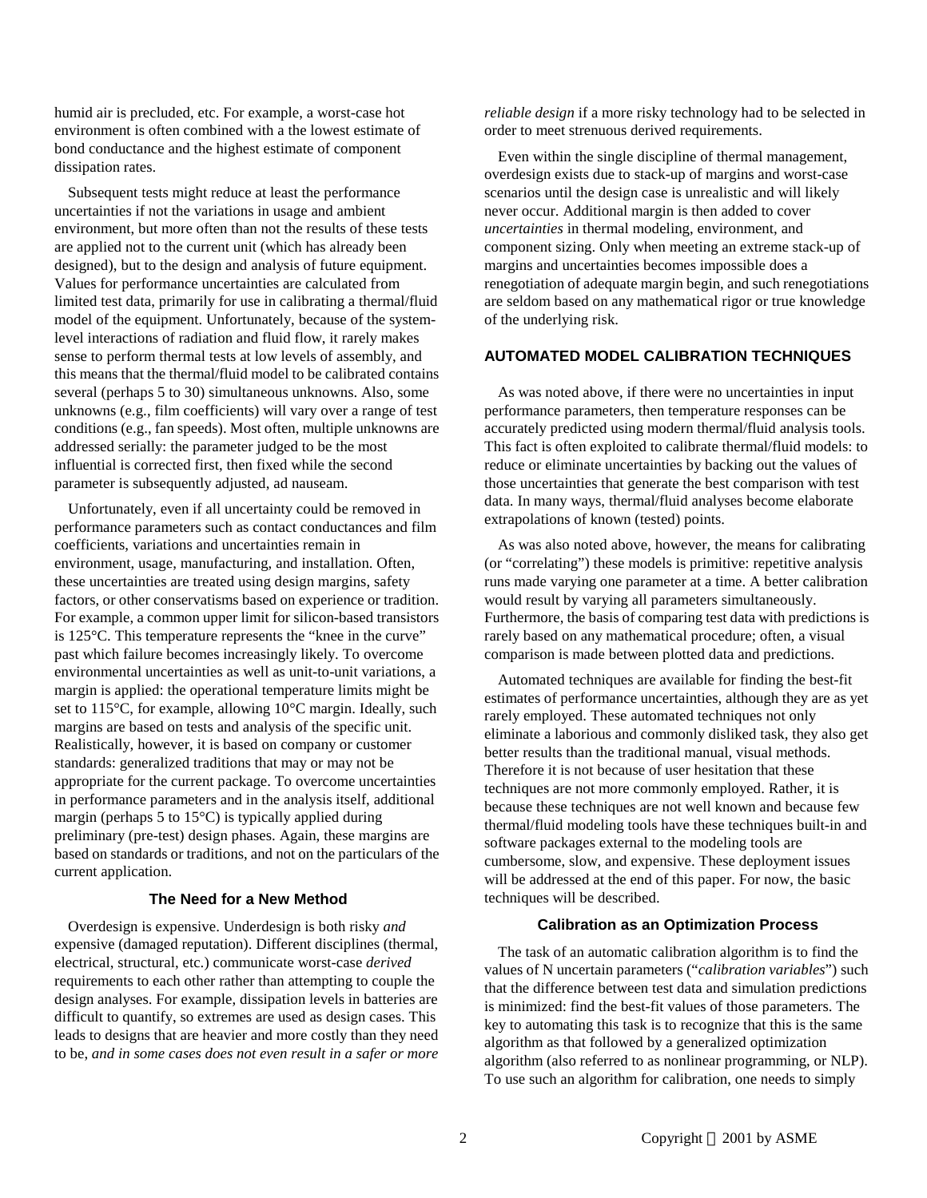humid air is precluded, etc. For example, a worst-case hot environment is often combined with a the lowest estimate of bond conductance and the highest estimate of component dissipation rates.

Subsequent tests might reduce at least the performance uncertainties if not the variations in usage and ambient environment, but more often than not the results of these tests are applied not to the current unit (which has already been designed), but to the design and analysis of future equipment. Values for performance uncertainties are calculated from limited test data, primarily for use in calibrating a thermal/fluid model of the equipment. Unfortunately, because of the system-level interactions of radiation and fluid flow, it rarely makes sense to perform thermal tests at low levels of assembly, and this means that the thermal/fluid model to be calibrated contains several (perhaps 5 to 30) simultaneous unknowns. Also, some unknowns (e.g., film coefficients) will vary over a range of test conditions (e.g., fan speeds). Most often, multiple unknowns are addressed serially: the parameter judged to be the most influential is corrected first, then fixed while the second parameter is subsequently adjusted, ad nauseam.

Unfortunately, even if all uncertainty could be removed in performance parameters such as contact conductances and film coefficients, variations and uncertainties remain in environment, usage, manufacturing, and installation. Often, these uncertainties are treated using design margins, safety factors, or other conservatisms based on experience or tradition. For example, a common upper limit for silicon-based transistors is 125°C. This temperature represents the "knee in the curve" past which failure becomes increasingly likely. To overcome environmental uncertainties as well as unit-to-unit variations, a margin is applied: the operational temperature limits might be set to 115°C, for example, allowing 10°C margin. Ideally, such margins are based on tests and analysis of the specific unit. Realistically, however, it is based on company or customer standards: generalized traditions that may or may not be appropriate for the current package. To overcome uncertainties in performance parameters and in the analysis itself, additional margin (perhaps 5 to 15°C) is typically applied during preliminary (pre-test) design phases. Again, these margins are based on standards or traditions, and not on the particulars of the current application.

### The Need for a New Method

Overdesign is expensive. Underdesign is both risky *and* expensive (damaged reputation). Different disciplines (thermal, electrical, structural, etc.) communicate worst-case *derived* requirements to each other rather than attempting to couple the design analyses. For example, dissipation levels in batteries are difficult to quantify, so extremes are used as design cases. This leads to designs that are heavier and more costly than they need to be, *and in some cases does not even result in a safer or more reliable design* if a more risky technology had to be selected in order to meet strenuous derived requirements.

Even within the single discipline of thermal management, overdesign exists due to stack-up of margins and worst-case scenarios until the design case is unrealistic and will likely never occur. Additional margin is then added to cover *uncertainties* in thermal modeling, environment, and component sizing. Only when meeting an extreme stack-up of margins and uncertainties becomes impossible does a renegotiation of adequate margin begin, and such renegotiations are seldom based on any mathematical rigor or true knowledge of the underlying risk.

## AUTOMATED MODEL CALIBRATION TECHNIQUES

As was noted above, if there were no uncertainties in input performance parameters, then temperature responses can be accurately predicted using modern thermal/fluid analysis tools. This fact is often exploited to calibrate thermal/fluid models: to reduce or eliminate uncertainties by backing out the values of those uncertainties that generate the best comparison with test data. In many ways, thermal/fluid analyses become elaborate extrapolations of known (tested) points.

As was also noted above, however, the means for calibrating (or "correlating") these models is primitive: repetitive analysis runs made varying one parameter at a time. A better calibration would result by varying all parameters simultaneously. Furthermore, the basis of comparing test data with predictions is rarely based on any mathematical procedure; often, a visual comparison is made between plotted data and predictions.

Automated techniques are available for finding the best-fit estimates of performance uncertainties, although they are as yet rarely employed. These automated techniques not only eliminate a laborious and commonly disliked task, they also get better results than the traditional manual, visual methods. Therefore it is not because of user hesitation that these techniques are not more commonly employed. Rather, it is because these techniques are not well known and because few thermal/fluid modeling tools have these techniques built-in and software packages external to the modeling tools are cumbersome, slow, and expensive. These deployment issues will be addressed at the end of this paper. For now, the basic techniques will be described.

### Calibration as an Optimization Process

The task of an automatic calibration algorithm is to find the values of N uncertain parameters ("*calibration variables*") such that the difference between test data and simulation predictions is minimized: find the best-fit values of those parameters. The key to automating this task is to recognize that this is the same algorithm as that followed by a generalized optimization algorithm (also referred to as nonlinear programming, or NLP). To use such an algorithm for calibration, one needs to simply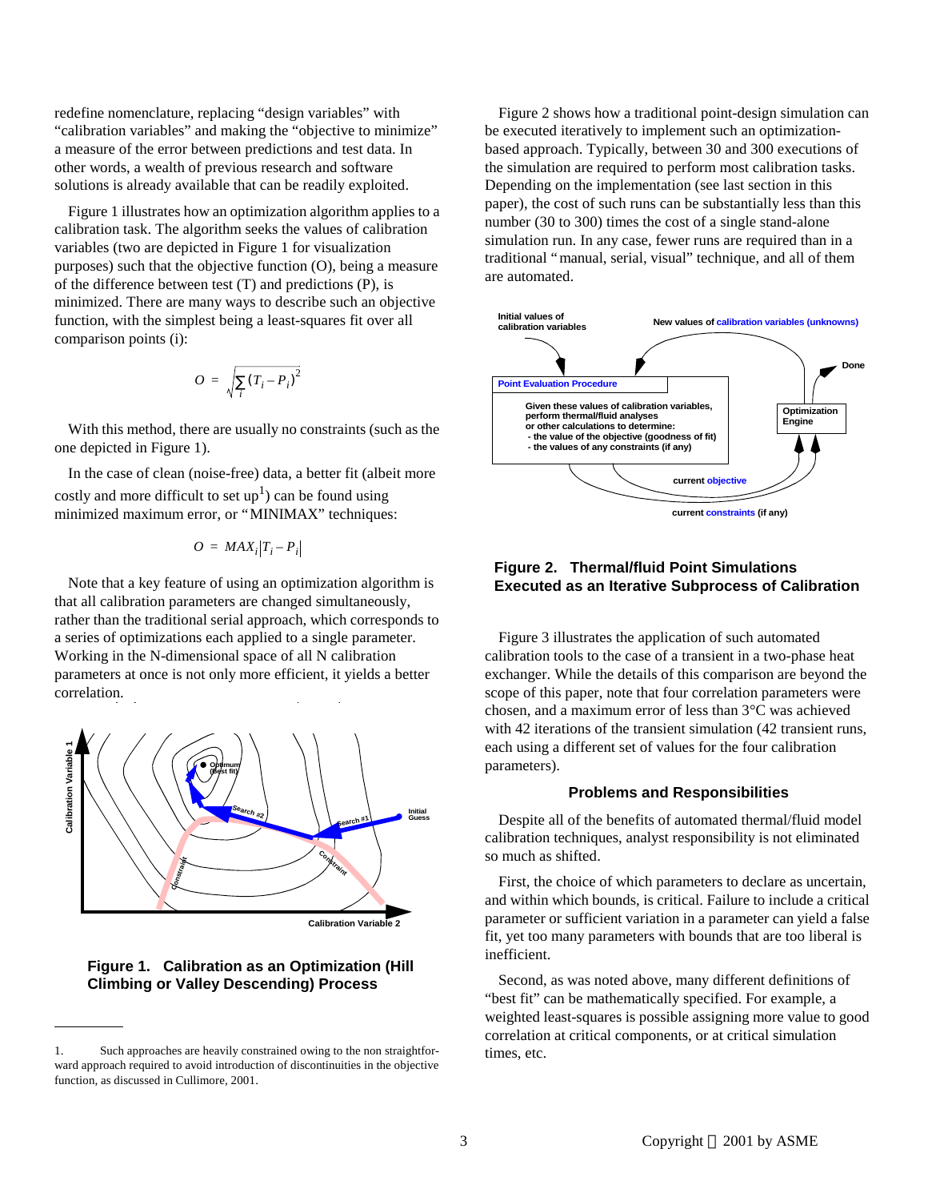redefine nomenclature, replacing "design variables" with "calibration variables" and making the "objective to minimize" a measure of the error between predictions and test data. In other words, a wealth of previous research and software solutions is already available that can be readily exploited.

Figure 1 illustrates how an optimization algorithm applies to a calibration task. The algorithm seeks the values of calibration variables (two are depicted in Figure 1 for visualization purposes) such that the objective function (O), being a measure of the difference between test (T) and predictions (P), is minimized. There are many ways to describe such an objective function, with the simplest being a least-squares fit over all comparison points (i):

$$O = \sqrt{\sum_i (T_i - P_i)^2}$$

With this method, there are usually no constraints (such as the one depicted in Figure 1).

In the case of clean (noise-free) data, a better fit (albeit more costly and more difficult to set up[1]) can be found using minimized maximum error, or "MINIMAX" techniques:

$$O = MAX_i |T_i - P_i|$$

Note that a key feature of using an optimization algorithm is that all calibration parameters are changed simultaneously, rather than the traditional serial approach, which corresponds to a series of optimizations each applied to a single parameter. Working in the N-dimensional space of all N calibration parameters at once is not only more efficient, it yields a better correlation.

**Figure 1. Calibration as an Optimization (Hill Climbing or Valley Descending) Process**

1. Such approaches are heavily constrained owing to the non straightforward approach required to avoid introduction of discontinuities in the objective function, as discussed in Cullimore, 2001.

Figure 2 shows how a traditional point-design simulation can be executed iteratively to implement such an optimization-based approach. Typically, between 30 and 300 executions of the simulation are required to perform most calibration tasks. Depending on the implementation (see last section in this paper), the cost of such runs can be substantially less than this number (30 to 300) times the cost of a single stand-alone simulation run. In any case, fewer runs are required than in a traditional "manual, serial, visual" technique, and all of them are automated.

**Figure 2. Thermal/fluid Point Simulations Executed as an Iterative Subprocess of Calibration**

Figure 3 illustrates the application of such automated calibration tools to the case of a transient in a two-phase heat exchanger. While the details of this comparison are beyond the scope of this paper, note that four correlation parameters were chosen, and a maximum error of less than 3°C was achieved with 42 iterations of the transient simulation (42 transient runs, each using a different set of values for the four calibration parameters).

## Problems and Responsibilities

Despite all of the benefits of automated thermal/fluid model calibration techniques, analyst responsibility is not eliminated so much as shifted.

First, the choice of which parameters to declare as uncertain, and within which bounds, is critical. Failure to include a critical parameter or sufficient variation in a parameter can yield a false fit, yet too many parameters with bounds that are too liberal is inefficient.

Second, as was noted above, many different definitions of "best fit" can be mathematically specified. For example, a weighted least-squares is possible assigning more value to good correlation at critical components, or at critical simulation times, etc.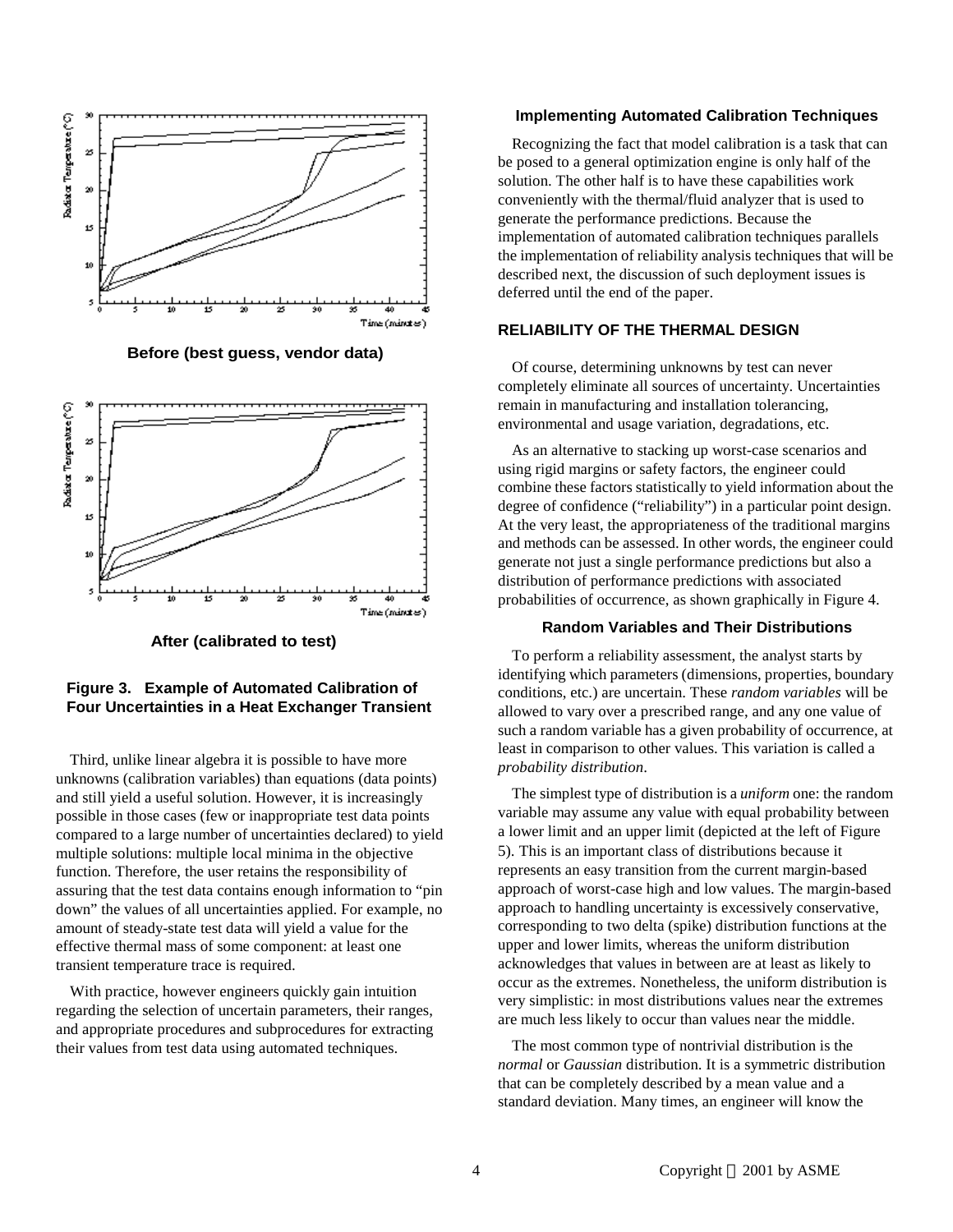Before (best guess, vendor data)

After (calibrated to test)

**Figure 3. Example of Automated Calibration of Four Uncertainties in a Heat Exchanger Transient**

Third, unlike linear algebra it is possible to have more unknowns (calibration variables) than equations (data points) and still yield a useful solution. However, it is increasingly possible in those cases (few or inappropriate test data points compared to a large number of uncertainties declared) to yield multiple solutions: multiple local minima in the objective function. Therefore, the user retains the responsibility of assuring that the test data contains enough information to "pin down" the values of all uncertainties applied. For example, no amount of steady-state test data will yield a value for the effective thermal mass of some component: at least one transient temperature trace is required.

With practice, however engineers quickly gain intuition regarding the selection of uncertain parameters, their ranges, and appropriate procedures and subprocedures for extracting their values from test data using automated techniques.

### Implementing Automated Calibration Techniques

Recognizing the fact that model calibration is a task that can be posed to a general optimization engine is only half of the solution. The other half is to have these capabilities work conveniently with the thermal/fluid analyzer that is used to generate the performance predictions. Because the implementation of automated calibration techniques parallels the implementation of reliability analysis techniques that will be described next, the discussion of such deployment issues is deferred until the end of the paper.

## RELIABILITY OF THE THERMAL DESIGN

Of course, determining unknowns by test can never completely eliminate all sources of uncertainty. Uncertainties remain in manufacturing and installation tolerancing, environmental and usage variation, degradations, etc.

As an alternative to stacking up worst-case scenarios and using rigid margins or safety factors, the engineer could combine these factors statistically to yield information about the degree of confidence ("reliability") in a particular point design. At the very least, the appropriateness of the traditional margins and methods can be assessed. In other words, the engineer could generate not just a single performance predictions but also a distribution of performance predictions with associated probabilities of occurrence, as shown graphically in Figure 4.

### Random Variables and Their Distributions

To perform a reliability assessment, the analyst starts by identifying which parameters (dimensions, properties, boundary conditions, etc.) are uncertain. These *random variables* will be allowed to vary over a prescribed range, and any one value of such a random variable has a given probability of occurrence, at least in comparison to other values. This variation is called a *probability distribution*.

The simplest type of distribution is a *uniform* one: the random variable may assume any value with equal probability between a lower limit and an upper limit (depicted at the left of Figure 5). This is an important class of distributions because it represents an easy transition from the current margin-based approach of worst-case high and low values. The margin-based approach to handling uncertainty is excessively conservative, corresponding to two delta (spike) distribution functions at the upper and lower limits, whereas the uniform distribution acknowledges that values in between are at least as likely to occur as the extremes. Nonetheless, the uniform distribution is very simplistic: in most distributions values near the extremes are much less likely to occur than values near the middle.

The most common type of nontrivial distribution is the *normal* or *Gaussian* distribution. It is a symmetric distribution that can be completely described by a mean value and a standard deviation. Many times, an engineer will know the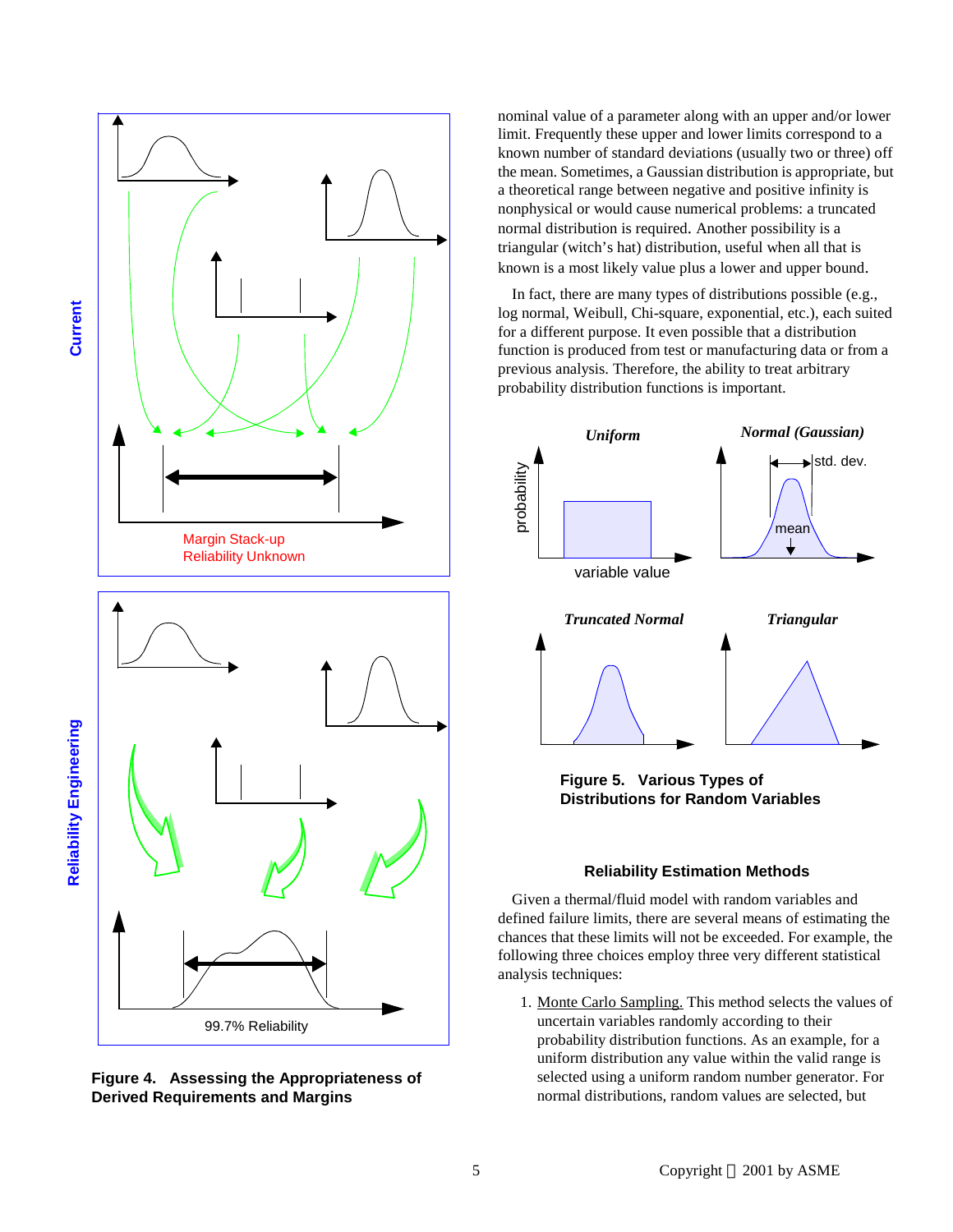Margin Stack-up
Reliability Unknown

99.7% Reliability

**Figure 4. Assessing the Appropriateness of Derived Requirements and Margins**

nominal value of a parameter along with an upper and/or lower limit. Frequently these upper and lower limits correspond to a known number of standard deviations (usually two or three) off the mean. Sometimes, a Gaussian distribution is appropriate, but a theoretical range between negative and positive infinity is nonphysical or would cause numerical problems: a truncated normal distribution is required. Another possibility is a triangular (witch's hat) distribution, useful when all that is known is a most likely value plus a lower and upper bound.

In fact, there are many types of distributions possible (e.g., log normal, Weibull, Chi-square, exponential, etc.), each suited for a different purpose. It even possible that a distribution function is produced from test or manufacturing data or from a previous analysis. Therefore, the ability to treat arbitrary probability distribution functions is important.

**Figure 5. Various Types of Distributions for Random Variables**

### Reliability Estimation Methods

Given a thermal/fluid model with random variables and defined failure limits, there are several means of estimating the chances that these limits will not be exceeded. For example, the following three choices employ three very different statistical analysis techniques:

1. Monte Carlo Sampling. This method selects the values of uncertain variables randomly according to their probability distribution functions. As an example, for a uniform distribution any value within the valid range is selected using a uniform random number generator. For normal distributions, random values are selected, but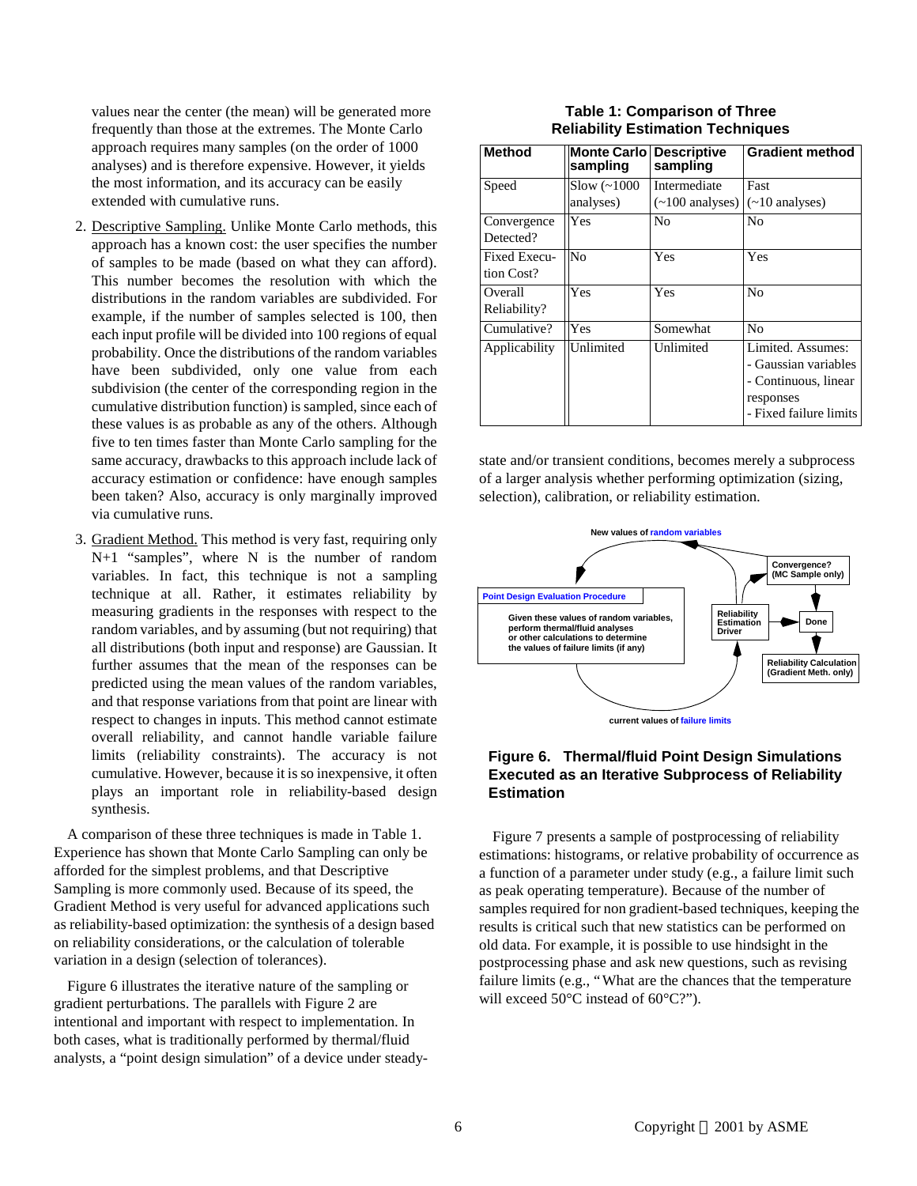values near the center (the mean) will be generated more frequently than those at the extremes. The Monte Carlo approach requires many samples (on the order of 1000 analyses) and is therefore expensive. However, it yields the most information, and its accuracy can be easily extended with cumulative runs.

2. Descriptive Sampling. Unlike Monte Carlo methods, this approach has a known cost: the user specifies the number of samples to be made (based on what they can afford). This number becomes the resolution with which the distributions in the random variables are subdivided. For example, if the number of samples selected is 100, then each input profile will be divided into 100 regions of equal probability. Once the distributions of the random variables have been subdivided, only one value from each subdivision (the center of the corresponding region in the cumulative distribution function) is sampled, since each of these values is as probable as any of the others. Although five to ten times faster than Monte Carlo sampling for the same accuracy, drawbacks to this approach include lack of accuracy estimation or confidence: have enough samples been taken? Also, accuracy is only marginally improved via cumulative runs.

3. Gradient Method. This method is very fast, requiring only N+1 "samples", where N is the number of random variables. In fact, this technique is not a sampling technique at all. Rather, it estimates reliability by measuring gradients in the responses with respect to the random variables, and by assuming (but not requiring) that all distributions (both input and response) are Gaussian. It further assumes that the mean of the responses can be predicted using the mean values of the random variables, and that response variations from that point are linear with respect to changes in inputs. This method cannot estimate overall reliability, and cannot handle variable failure limits (reliability constraints). The accuracy is not cumulative. However, because it is so inexpensive, it often plays an important role in reliability-based design synthesis.

A comparison of these three techniques is made in Table 1. Experience has shown that Monte Carlo Sampling can only be afforded for the simplest problems, and that Descriptive Sampling is more commonly used. Because of its speed, the Gradient Method is very useful for advanced applications such as reliability-based optimization: the synthesis of a design based on reliability considerations, or the calculation of tolerable variation in a design (selection of tolerances).

Figure 6 illustrates the iterative nature of the sampling or gradient perturbations. The parallels with Figure 2 are intentional and important with respect to implementation. In both cases, what is traditionally performed by thermal/fluid analysts, a "point design simulation" of a device under steady-state and/or transient conditions, becomes merely a subprocess of a larger analysis whether performing optimization (sizing, selection), calibration, or reliability estimation.

**Table 1: Comparison of Three Reliability Estimation Techniques**

| Method | Monte Carlo sampling | Descriptive sampling | Gradient method |
|---|---|---|---|
| Speed | Slow (~1000 analyses) | Intermediate (~100 analyses) | Fast (~10 analyses) |
| Convergence Detected? | Yes | No | No |
| Fixed Execution Cost? | No | Yes | Yes |
| Overall Reliability? | Yes | Yes | No |
| Cumulative? | Yes | Somewhat | No |
| Applicability | Unlimited | Unlimited | Limited. Assumes: - Gaussian variables - Continuous, linear responses - Fixed failure limits |

New values of random variables

Point Design Evaluation Procedure

Given these values of random variables, perform thermal/fluid analyses or other calculations to determine the values of failure limits (if any)

Convergence? (MC Sample only)

Reliability Estimation Driver

Done

Reliability Calculation (Gradient Meth. only)

current values of failure limits

**Figure 6. Thermal/fluid Point Design Simulations Executed as an Iterative Subprocess of Reliability Estimation**

Figure 7 presents a sample of postprocessing of reliability estimations: histograms, or relative probability of occurrence as a function of a parameter under study (e.g., a failure limit such as peak operating temperature). Because of the number of samples required for non gradient-based techniques, keeping the results is critical such that new statistics can be performed on old data. For example, it is possible to use hindsight in the postprocessing phase and ask new questions, such as revising failure limits (e.g., "What are the chances that the temperature will exceed 50°C instead of 60°C?").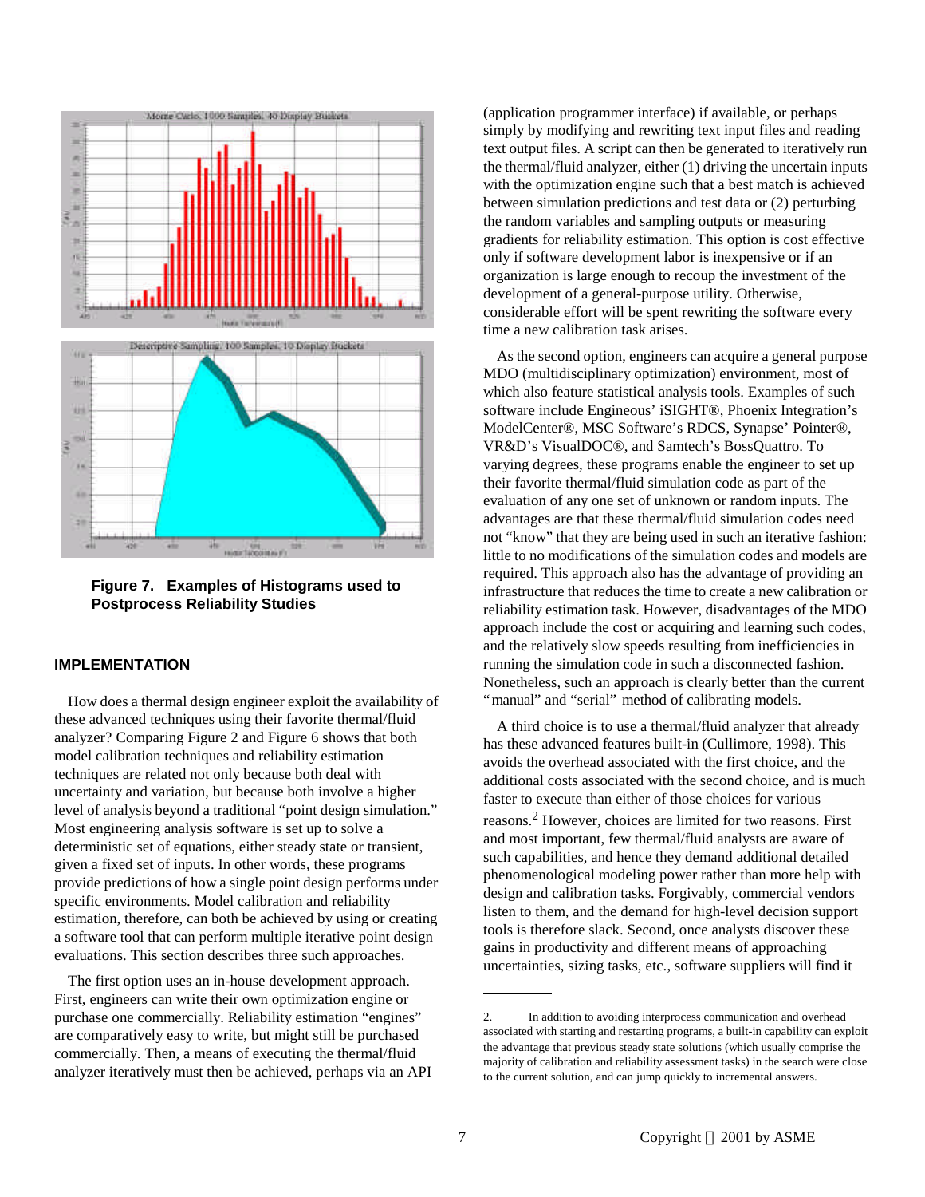**Figure 7. Examples of Histograms used to Postprocess Reliability Studies**

## IMPLEMENTATION

How does a thermal design engineer exploit the availability of these advanced techniques using their favorite thermal/fluid analyzer? Comparing Figure 2 and Figure 6 shows that both model calibration techniques and reliability estimation techniques are related not only because both deal with uncertainty and variation, but because both involve a higher level of analysis beyond a traditional "point design simulation." Most engineering analysis software is set up to solve a deterministic set of equations, either steady state or transient, given a fixed set of inputs. In other words, these programs provide predictions of how a single point design performs under specific environments. Model calibration and reliability estimation, therefore, can both be achieved by using or creating a software tool that can perform multiple iterative point design evaluations. This section describes three such approaches.

The first option uses an in-house development approach. First, engineers can write their own optimization engine or purchase one commercially. Reliability estimation "engines" are comparatively easy to write, but might still be purchased commercially. Then, a means of executing the thermal/fluid analyzer iteratively must then be achieved, perhaps via an API (application programmer interface) if available, or perhaps simply by modifying and rewriting text input files and reading text output files. A script can then be generated to iteratively run the thermal/fluid analyzer, either (1) driving the uncertain inputs with the optimization engine such that a best match is achieved between simulation predictions and test data or (2) perturbing the random variables and sampling outputs or measuring gradients for reliability estimation. This option is cost effective only if software development labor is inexpensive or if an organization is large enough to recoup the investment of the development of a general-purpose utility. Otherwise, considerable effort will be spent rewriting the software every time a new calibration task arises.

As the second option, engineers can acquire a general purpose MDO (multidisciplinary optimization) environment, most of which also feature statistical analysis tools. Examples of such software include Engineous' iSIGHT®, Phoenix Integration's ModelCenter®, MSC Software's RDCS, Synapse' Pointer®, VR&D's VisualDOC®, and Samtech's BossQuattro. To varying degrees, these programs enable the engineer to set up their favorite thermal/fluid simulation code as part of the evaluation of any one set of unknown or random inputs. The advantages are that these thermal/fluid simulation codes need not "know" that they are being used in such an iterative fashion: little to no modifications of the simulation codes and models are required. This approach also has the advantage of providing an infrastructure that reduces the time to create a new calibration or reliability estimation task. However, disadvantages of the MDO approach include the cost or acquiring and learning such codes, and the relatively slow speeds resulting from inefficiencies in running the simulation code in such a disconnected fashion. Nonetheless, such an approach is clearly better than the current "manual" and "serial" method of calibrating models.

A third choice is to use a thermal/fluid analyzer that already has these advanced features built-in (Cullimore, 1998). This avoids the overhead associated with the first choice, and the additional costs associated with the second choice, and is much faster to execute than either of those choices for various reasons.[2] However, choices are limited for two reasons. First and most important, few thermal/fluid analysts are aware of such capabilities, and hence they demand additional detailed phenomenological modeling power rather than more help with design and calibration tasks. Forgivably, commercial vendors listen to them, and the demand for high-level decision support tools is therefore slack. Second, once analysts discover these gains in productivity and different means of approaching uncertainties, sizing tasks, etc., software suppliers will find it

---

2. In addition to avoiding interprocess communication and overhead associated with starting and restarting programs, a built-in capability can exploit the advantage that previous steady state solutions (which usually comprise the majority of calibration and reliability assessment tasks) in the search were close to the current solution, and can jump quickly to incremental answers.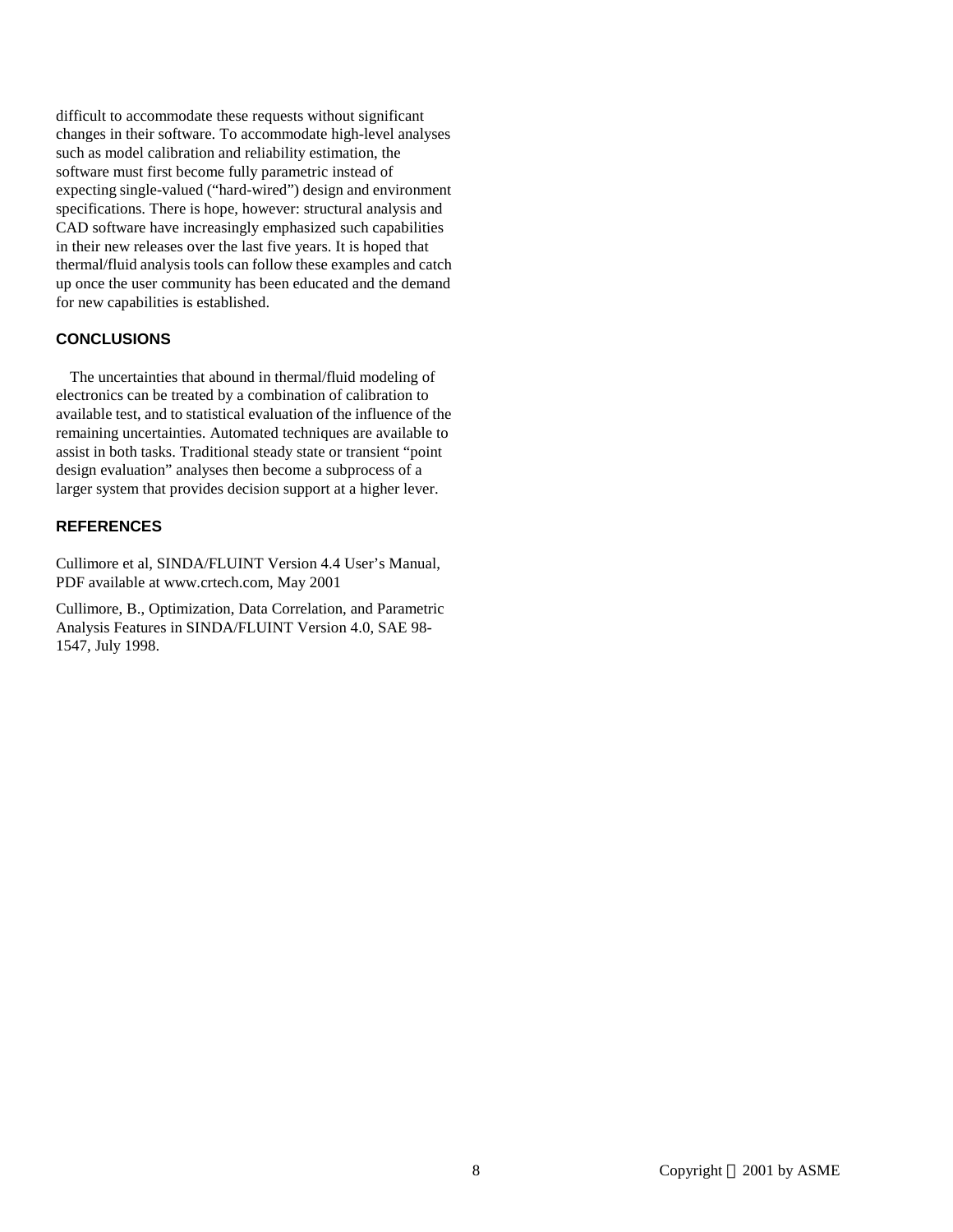difficult to accommodate these requests without significant changes in their software. To accommodate high-level analyses such as model calibration and reliability estimation, the software must first become fully parametric instead of expecting single-valued ("hard-wired") design and environment specifications. There is hope, however: structural analysis and CAD software have increasingly emphasized such capabilities in their new releases over the last five years. It is hoped that thermal/fluid analysis tools can follow these examples and catch up once the user community has been educated and the demand for new capabilities is established.

## CONCLUSIONS

The uncertainties that abound in thermal/fluid modeling of electronics can be treated by a combination of calibration to available test, and to statistical evaluation of the influence of the remaining uncertainties. Automated techniques are available to assist in both tasks. Traditional steady state or transient "point design evaluation" analyses then become a subprocess of a larger system that provides decision support at a higher lever.

## REFERENCES

Cullimore et al, SINDA/FLUINT Version 4.4 User's Manual, PDF available at www.crtech.com, May 2001

Cullimore, B., Optimization, Data Correlation, and Parametric Analysis Features in SINDA/FLUINT Version 4.0, SAE 98-1547, July 1998.